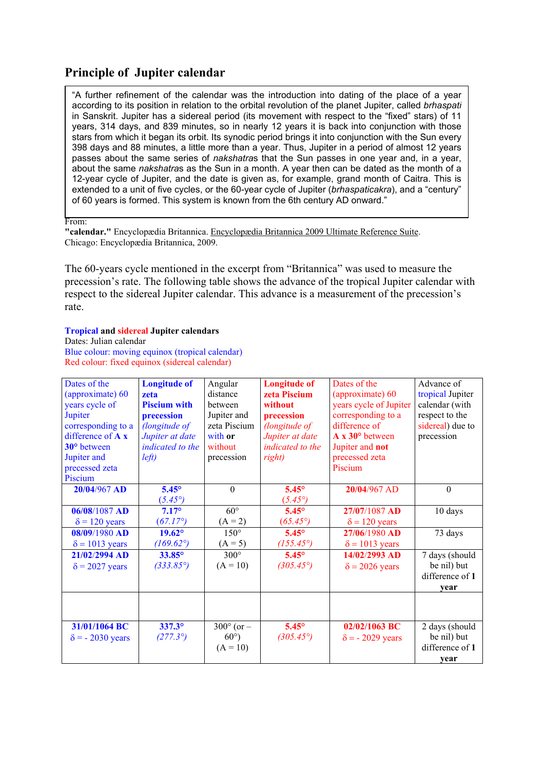## Principle of Jupiter calendar

> "A further refinement of the calendar was the introduction into dating of the place of a year according to its position in relation to the orbital revolution of the planet Jupiter, called *brhaspati* in Sanskrit. Jupiter has a sidereal period (its movement with respect to the "fixed" stars) of 11 years, 314 days, and 839 minutes, so in nearly 12 years it is back into conjunction with those stars from which it began its orbit. Its synodic period brings it into conjunction with the Sun every 398 days and 88 minutes, a little more than a year. Thus, Jupiter in a period of almost 12 years passes about the same series of *nakshatra*s that the Sun passes in one year and, in a year, about the same *nakshatra*s as the Sun in a month. A year then can be dated as the month of a 12-year cycle of Jupiter, and the date is given as, for example, grand month of Caitra. This is extended to a unit of five cycles, or the 60-year cycle of Jupiter (*brhaspaticakra*), and a "century" of 60 years is formed. This system is known from the 6th century AD onward."

From:
**"calendar."** Encyclopædia Britannica. Encyclopædia Britannica 2009 Ultimate Reference Suite. Chicago: Encyclopædia Britannica, 2009.

The 60-years cycle mentioned in the excerpt from "Britannica" was used to measure the precession's rate. The following table shows the advance of the tropical Jupiter calendar with respect to the sidereal Jupiter calendar. This advance is a measurement of the precession's rate.

**Tropical and sidereal Jupiter calendars**
Dates: Julian calendar
Blue colour: moving equinox (tropical calendar)
Red colour: fixed equinox (sidereal calendar)

| Dates of the (approximate) 60 years cycle of Jupiter corresponding to a difference of **A x 30°** between Jupiter and precessed zeta Piscium | **Longitude of zeta Piscium with precession** *(longitude of Jupiter at date indicated to the left)* | Angular distance between Jupiter and zeta Piscium with **or** without precession | **Longitude of zeta Piscium without precession** *(longitude of Jupiter at date indicated to the right)* | Dates of the (approximate) 60 years cycle of Jupiter corresponding to a difference of **A x 30°** between Jupiter and **not** precessed zeta Piscium | Advance of tropical Jupiter calendar (with respect to the sidereal) due to precession |
|---|---|---|---|---|---|
| **20/04/**967 **AD** | **5.45°** *(5.45°)* | 0 | **5.45°** *(5.45°)* | **20/04/**967 AD | 0 |
| **06/08/**1087 **AD** δ = 120 years | **7.17°** *(67.17°)* | 60° (A = 2) | **5.45°** *(65.45°)* | **27/07/**1087 **AD** δ = 120 years | 10 days |
| **08/09/**1980 **AD** δ = 1013 years | **19.62°** *(169.62°)* | 150° (A = 5) | **5.45°** *(155.45°)* | **27/06/**1980 **AD** δ = 1013 years | 73 days |
| **21/02/**2994 **AD** δ = 2027 years | **33.85°** *(333.85°)* | 300° (A = 10) | **5.45°** *(305.45°)* | **14/02/**2993 **AD** δ = 2026 years | 7 days (should be nil) but difference of **1 year** |
| | | | | | |
| **31/01/1064 BC** δ = - 2030 years | **337.3°** *(277.3°)* | 300° (or – 60°) (A = 10) | **5.45°** *(305.45°)* | **02/02/1063 BC** δ = - 2029 years | 2 days (should be nil) but difference of **1 year** |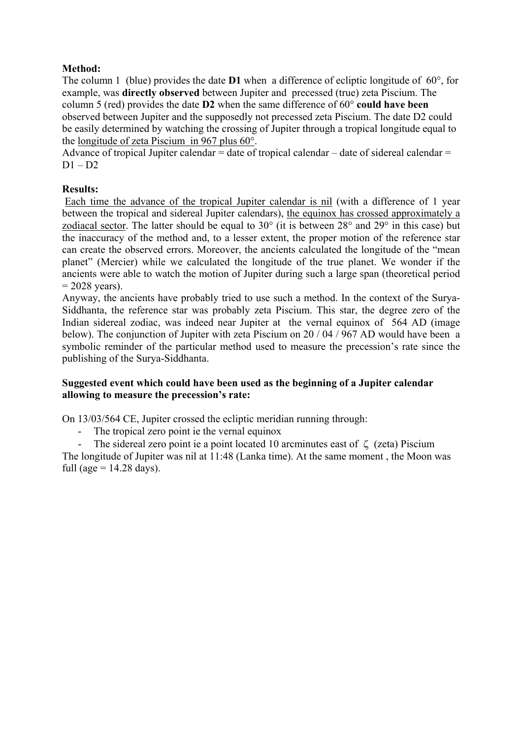**Method:**

The column 1 (blue) provides the date **D1** when a difference of ecliptic longitude of 60°, for example, was **directly observed** between Jupiter and precessed (true) zeta Piscium. The column 5 (red) provides the date **D2** when the same difference of 60° **could have been** observed between Jupiter and the supposedly not precessed zeta Piscium. The date D2 could be easily determined by watching the crossing of Jupiter through a tropical longitude equal to the <u>longitude of zeta Piscium in 967 plus 60°</u>.

Advance of tropical Jupiter calendar = date of tropical calendar – date of sidereal calendar = D1 – D2

**Results:**

<u>Each time the advance of the tropical Jupiter calendar is nil</u> (with a difference of 1 year between the tropical and sidereal Jupiter calendars), <u>the equinox has crossed approximately a zodiacal sector</u>. The latter should be equal to 30° (it is between 28° and 29° in this case) but the inaccuracy of the method and, to a lesser extent, the proper motion of the reference star can create the observed errors. Moreover, the ancients calculated the longitude of the "mean planet" (Mercier) while we calculated the longitude of the true planet. We wonder if the ancients were able to watch the motion of Jupiter during such a large span (theoretical period = 2028 years).

Anyway, the ancients have probably tried to use such a method. In the context of the Surya-Siddhanta, the reference star was probably zeta Piscium. This star, the degree zero of the Indian sidereal zodiac, was indeed near Jupiter at the vernal equinox of 564 AD (image below). The conjunction of Jupiter with zeta Piscium on 20 / 04 / 967 AD would have been a symbolic reminder of the particular method used to measure the precession's rate since the publishing of the Surya-Siddhanta.

**Suggested event which could have been used as the beginning of a Jupiter calendar allowing to measure the precession's rate:**

On 13/03/564 CE, Jupiter crossed the ecliptic meridian running through:

- The tropical zero point ie the vernal equinox
- The sidereal zero point ie a point located 10 arcminutes east of $\zeta$ (zeta) Piscium

The longitude of Jupiter was nil at 11:48 (Lanka time). At the same moment , the Moon was full (age = 14.28 days).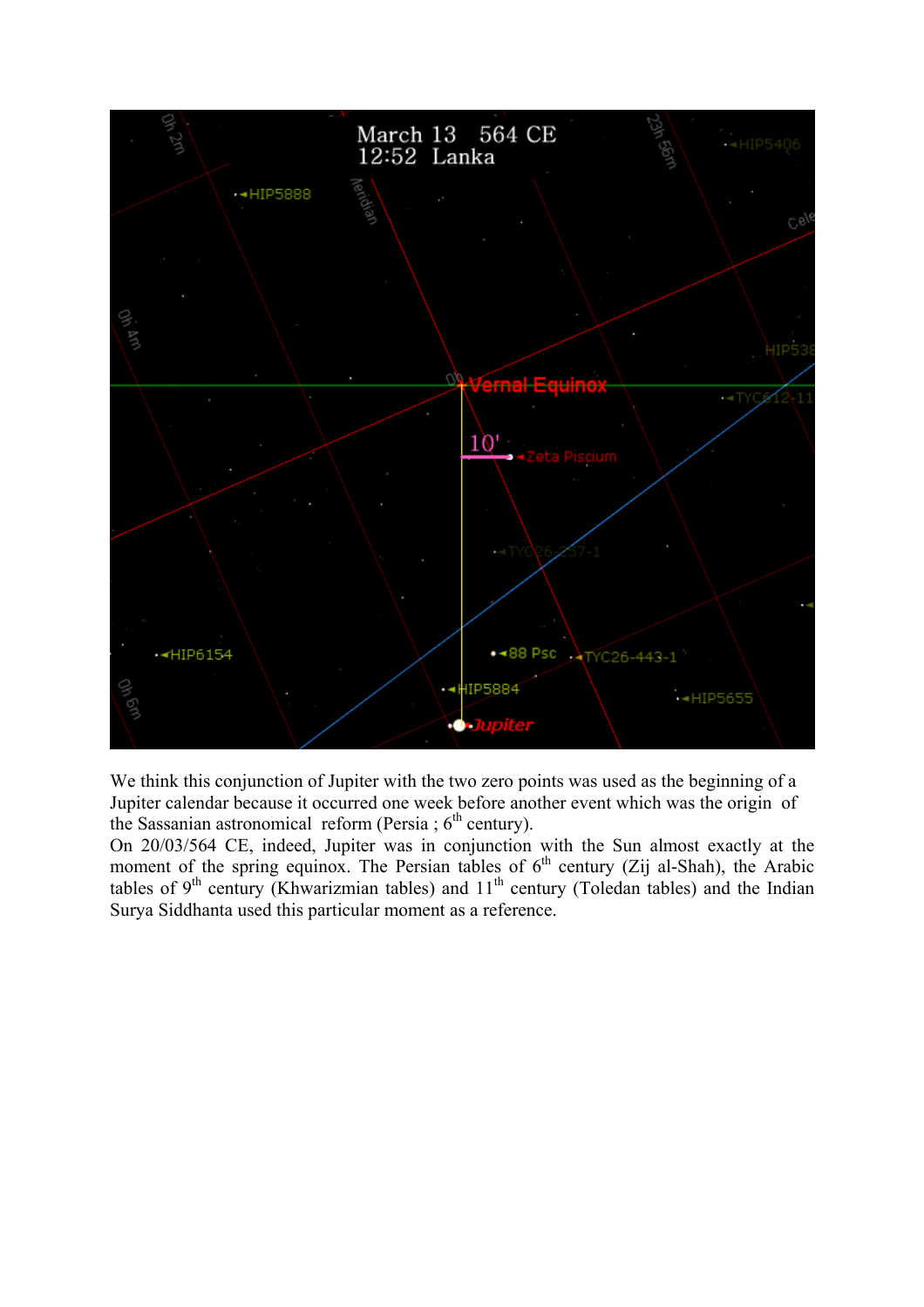We think this conjunction of Jupiter with the two zero points was used as the beginning of a Jupiter calendar because it occurred one week before another event which was the origin of the Sassanian astronomical reform (Persia ; 6th century).

On 20/03/564 CE, indeed, Jupiter was in conjunction with the Sun almost exactly at the moment of the spring equinox. The Persian tables of 6th century (Zij al-Shah), the Arabic tables of 9th century (Khwarizmian tables) and 11th century (Toledan tables) and the Indian Surya Siddhanta used this particular moment as a reference.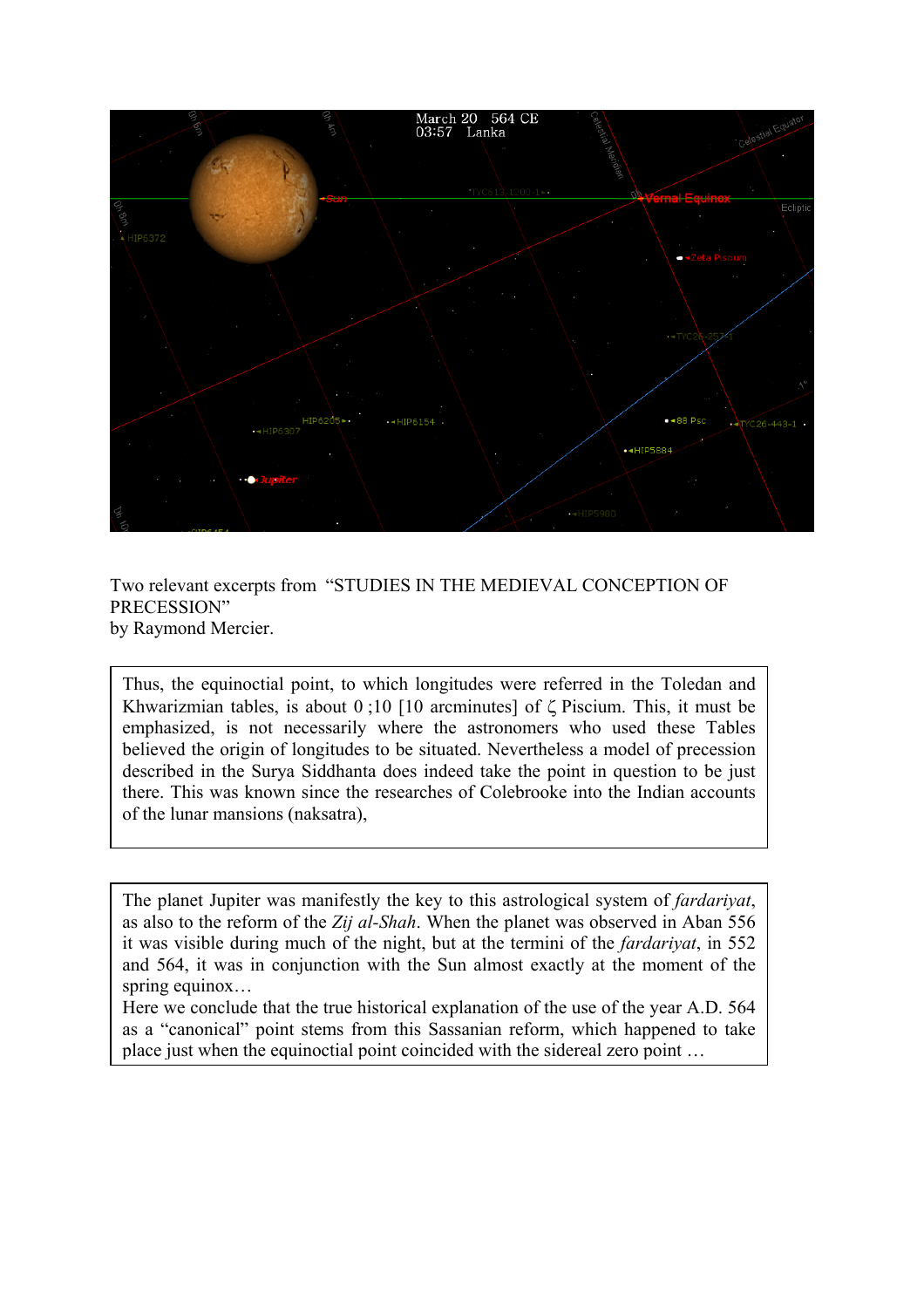March 20 564 CE
03:57 Lanka

Sun

Vernal Equinox

Ecliptic

Celestial Equator

Celestial Meridian

Zeta Piscium

Jupiter

Two relevant excerpts from "STUDIES IN THE MEDIEVAL CONCEPTION OF PRECESSION"
by Raymond Mercier.

> Thus, the equinoctial point, to which longitudes were referred in the Toledan and Khwarizmian tables, is about 0 ;10 [10 arcminutes] of ζ Piscium. This, it must be emphasized, is not necessarily where the astronomers who used these Tables believed the origin of longitudes to be situated. Nevertheless a model of precession described in the Surya Siddhanta does indeed take the point in question to be just there. This was known since the researches of Colebrooke into the Indian accounts of the lunar mansions (naksatra),

> The planet Jupiter was manifestly the key to this astrological system of *fardariyat*, as also to the reform of the *Zij al-Shah*. When the planet was observed in Aban 556 it was visible during much of the night, but at the termini of the *fardariyat*, in 552 and 564, it was in conjunction with the Sun almost exactly at the moment of the spring equinox…
> Here we conclude that the true historical explanation of the use of the year A.D. 564 as a "canonical" point stems from this Sassanian reform, which happened to take place just when the equinoctial point coincided with the sidereal zero point …